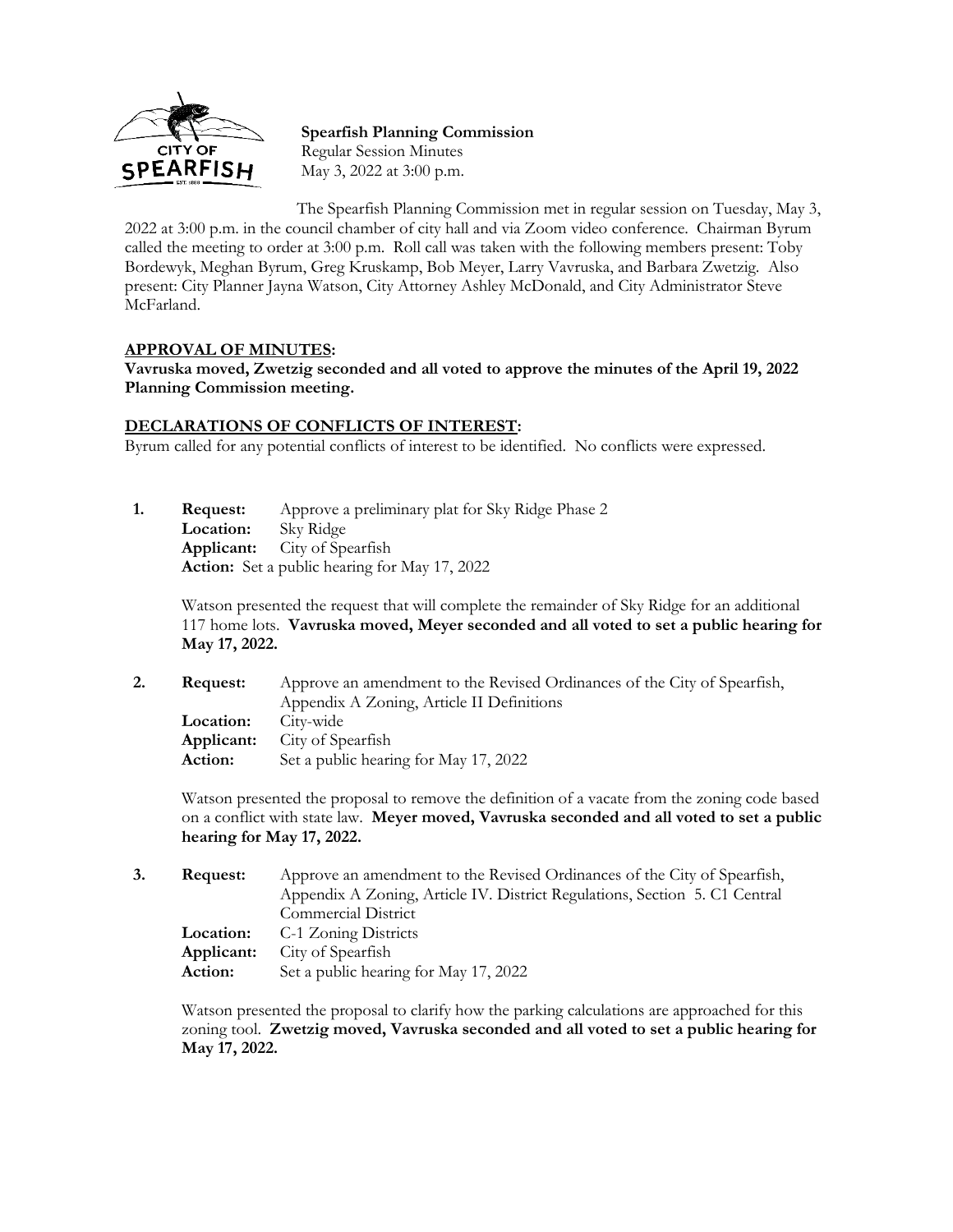**Spearfish Planning Commission**
Regular Session Minutes
May 3, 2022 at 3:00 p.m.

The Spearfish Planning Commission met in regular session on Tuesday, May 3, 2022 at 3:00 p.m. in the council chamber of city hall and via Zoom video conference. Chairman Byrum called the meeting to order at 3:00 p.m. Roll call was taken with the following members present: Toby Bordewyk, Meghan Byrum, Greg Kruskamp, Bob Meyer, Larry Vavruska, and Barbara Zwetzig. Also present: City Planner Jayna Watson, City Attorney Ashley McDonald, and City Administrator Steve McFarland.

**APPROVAL OF MINUTES:**

**Vavruska moved, Zwetzig seconded and all voted to approve the minutes of the April 19, 2022 Planning Commission meeting.**

**DECLARATIONS OF CONFLICTS OF INTEREST:**

Byrum called for any potential conflicts of interest to be identified. No conflicts were expressed.

1. **Request:** Approve a preliminary plat for Sky Ridge Phase 2
   **Location:** Sky Ridge
   **Applicant:** City of Spearfish
   **Action:** Set a public hearing for May 17, 2022

   Watson presented the request that will complete the remainder of Sky Ridge for an additional 117 home lots. **Vavruska moved, Meyer seconded and all voted to set a public hearing for May 17, 2022.**

2. **Request:** Approve an amendment to the Revised Ordinances of the City of Spearfish, Appendix A Zoning, Article II Definitions
   **Location:** City-wide
   **Applicant:** City of Spearfish
   **Action:** Set a public hearing for May 17, 2022

   Watson presented the proposal to remove the definition of a vacate from the zoning code based on a conflict with state law. **Meyer moved, Vavruska seconded and all voted to set a public hearing for May 17, 2022.**

3. **Request:** Approve an amendment to the Revised Ordinances of the City of Spearfish, Appendix A Zoning, Article IV. District Regulations, Section 5. C1 Central Commercial District
   **Location:** C-1 Zoning Districts
   **Applicant:** City of Spearfish
   **Action:** Set a public hearing for May 17, 2022

   Watson presented the proposal to clarify how the parking calculations are approached for this zoning tool. **Zwetzig moved, Vavruska seconded and all voted to set a public hearing for May 17, 2022.**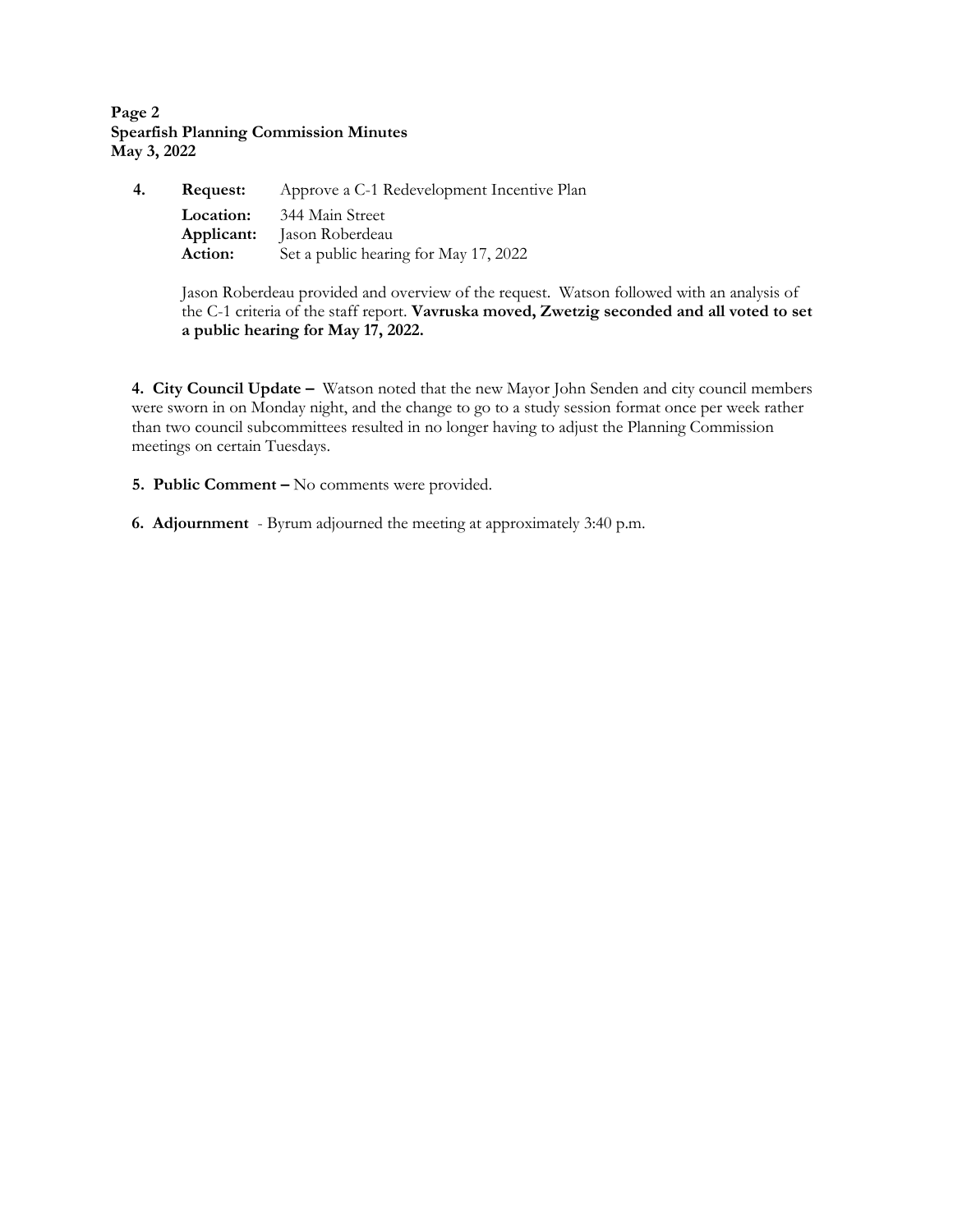4. **Request:** Approve a C-1 Redevelopment Incentive Plan
   **Location:** 344 Main Street
   **Applicant:** Jason Roberdeau
   **Action:** Set a public hearing for May 17, 2022

   Jason Roberdeau provided and overview of the request. Watson followed with an analysis of the C-1 criteria of the staff report. **Vavruska moved, Zwetzig seconded and all voted to set a public hearing for May 17, 2022.**

**4. City Council Update –** Watson noted that the new Mayor John Senden and city council members were sworn in on Monday night, and the change to go to a study session format once per week rather than two council subcommittees resulted in no longer having to adjust the Planning Commission meetings on certain Tuesdays.

**5. Public Comment –** No comments were provided.

**6. Adjournment** - Byrum adjourned the meeting at approximately 3:40 p.m.